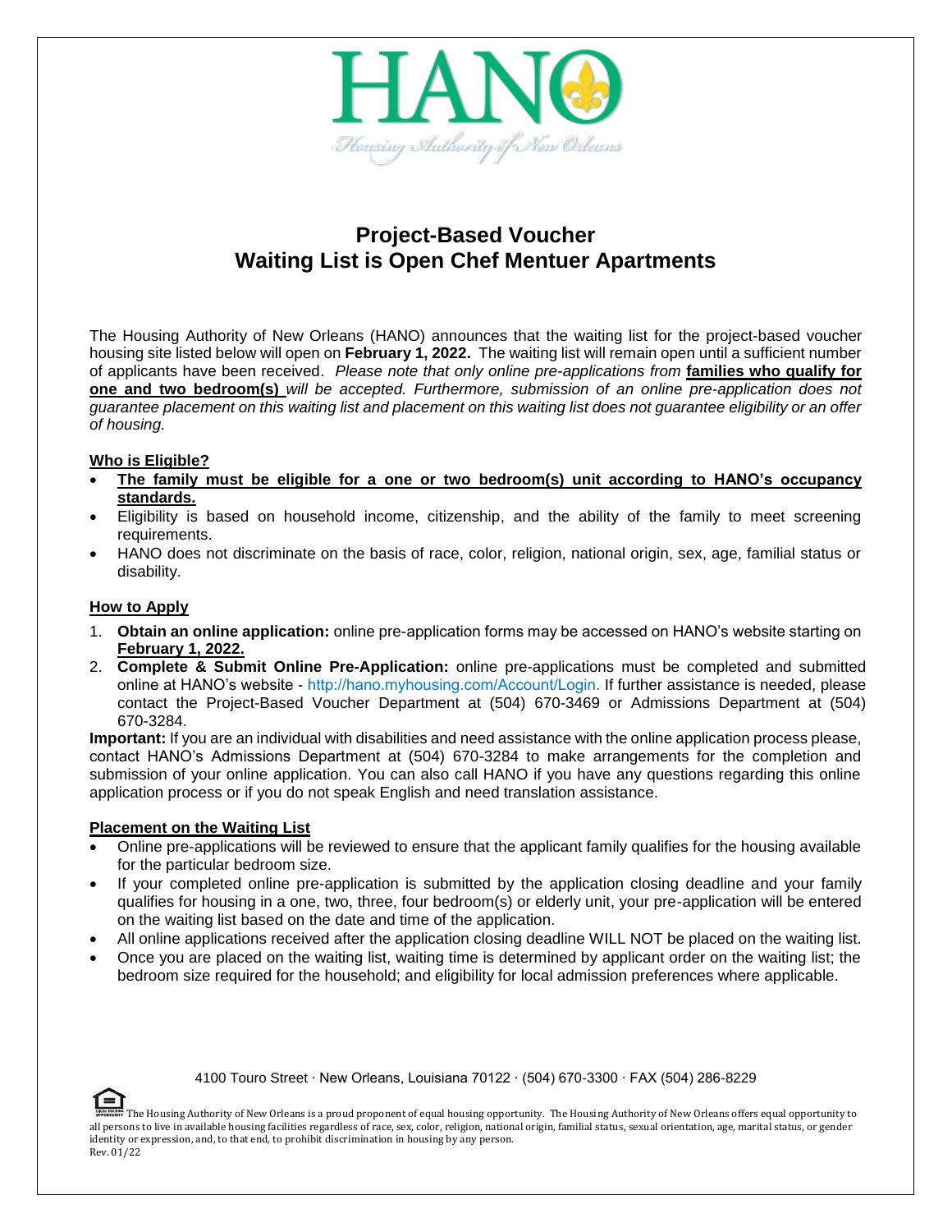HANO

Housing Authority of New Orleans

# Project-Based Voucher Waiting List is Open Chef Mentuer Apartments

The Housing Authority of New Orleans (HANO) announces that the waiting list for the project-based voucher housing site listed below will open on **February 1, 2022.** The waiting list will remain open until a sufficient number of applicants have been received. *Please note that only online pre-applications from* **families who qualify for one and two bedroom(s)** *will be accepted. Furthermore, submission of an online pre-application does not guarantee placement on this waiting list and placement on this waiting list does not guarantee eligibility or an offer of housing.*

## Who is Eligible?

- **The family must be eligible for a one or two bedroom(s) unit according to HANO's occupancy standards.**
- Eligibility is based on household income, citizenship, and the ability of the family to meet screening requirements.
- HANO does not discriminate on the basis of race, color, religion, national origin, sex, age, familial status or disability.

## How to Apply

1. **Obtain an online application:** online pre-application forms may be accessed on HANO's website starting on **February 1, 2022.**
2. **Complete & Submit Online Pre-Application:** online pre-applications must be completed and submitted online at HANO's website - http://hano.myhousing.com/Account/Login. If further assistance is needed, please contact the Project-Based Voucher Department at (504) 670-3469 or Admissions Department at (504) 670-3284.

**Important:** If you are an individual with disabilities and need assistance with the online application process please, contact HANO's Admissions Department at (504) 670-3284 to make arrangements for the completion and submission of your online application. You can also call HANO if you have any questions regarding this online application process or if you do not speak English and need translation assistance.

## Placement on the Waiting List

- Online pre-applications will be reviewed to ensure that the applicant family qualifies for the housing available for the particular bedroom size.
- If your completed online pre-application is submitted by the application closing deadline and your family qualifies for housing in a one, two, three, four bedroom(s) or elderly unit, your pre-application will be entered on the waiting list based on the date and time of the application.
- All online applications received after the application closing deadline WILL NOT be placed on the waiting list.
- Once you are placed on the waiting list, waiting time is determined by applicant order on the waiting list; the bedroom size required for the household; and eligibility for local admission preferences where applicable.

4100 Touro Street · New Orleans, Louisiana 70122 · (504) 670-3300 · FAX (504) 286-8229

The Housing Authority of New Orleans is a proud proponent of equal housing opportunity. The Housing Authority of New Orleans offers equal opportunity to all persons to live in available housing facilities regardless of race, sex, color, religion, national origin, familial status, sexual orientation, age, marital status, or gender identity or expression, and, to that end, to prohibit discrimination in housing by any person.

Rev. 01/22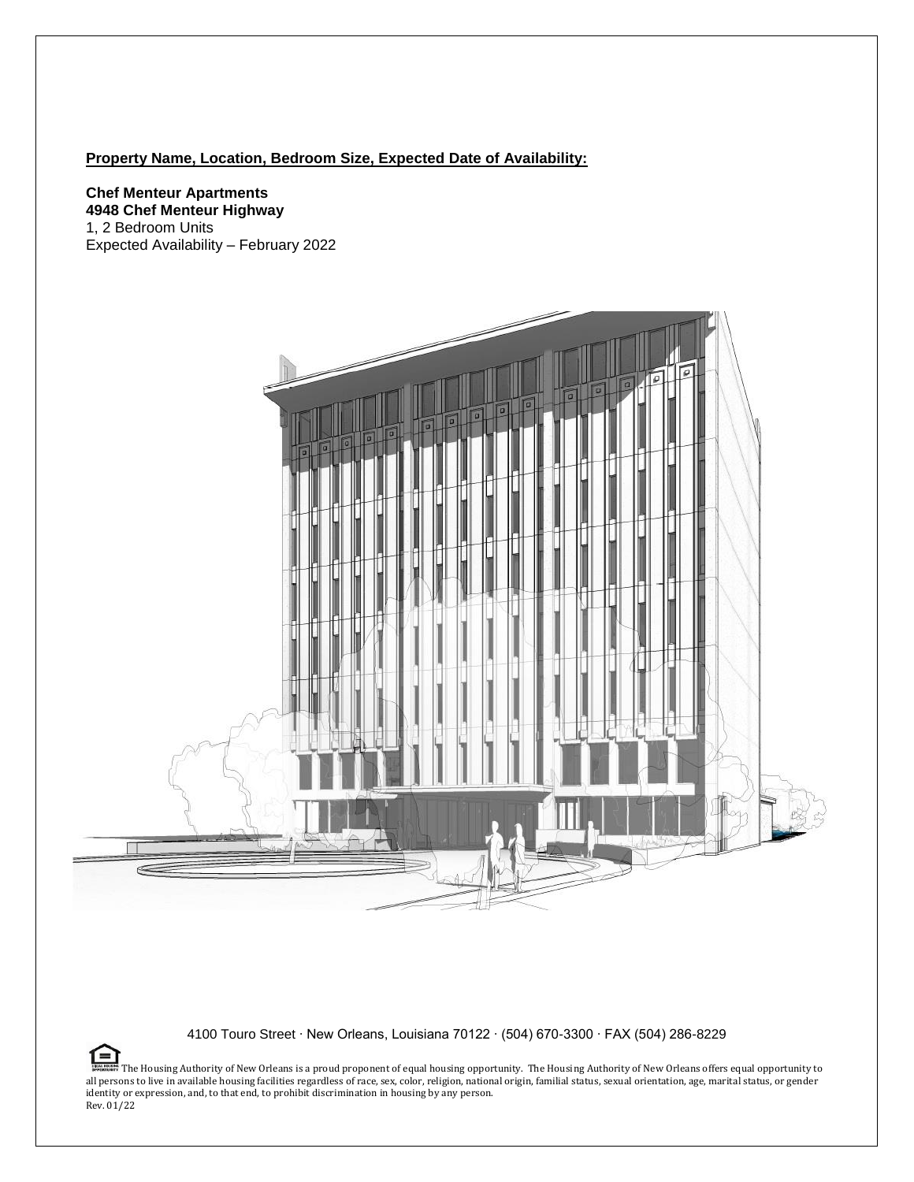**Property Name, Location, Bedroom Size, Expected Date of Availability:**

**Chef Menteur Apartments**
**4948 Chef Menteur Highway**
1, 2 Bedroom Units
Expected Availability – February 2022

4100 Touro Street · New Orleans, Louisiana 70122 · (504) 670-3300 · FAX (504) 286-8229

The Housing Authority of New Orleans is a proud proponent of equal housing opportunity. The Housing Authority of New Orleans offers equal opportunity to all persons to live in available housing facilities regardless of race, sex, color, religion, national origin, familial status, sexual orientation, age, marital status, or gender identity or expression, and, to that end, to prohibit discrimination in housing by any person.

Rev. 01/22